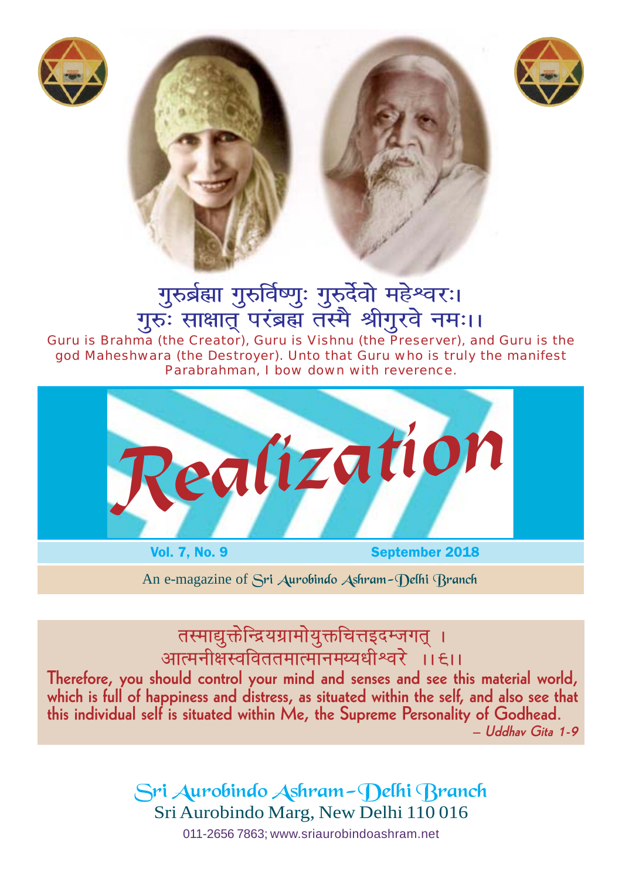गुरुर्ब्रह्मा गुरुर्विष्णुः गुरुर्देवो महेश्वरः।
गुरुः साक्षात् परंब्रह्म तस्मै श्रीगुरवे नमः।।

Guru is Brahma (the Creator), Guru is Vishnu (the Preserver), and Guru is the god Maheshwara (the Destroyer). Unto that Guru who is truly the manifest Parabrahman, I bow down with reverence.

# Realization

**Vol. 7, No. 9** **September 2018**

An e-magazine of Sri Aurobindo Ashram–Delhi Branch

तस्माद्युक्तेन्द्रियग्रामोयुक्तचित्तइदम्जगत् ।
आत्मनीक्षस्वविततमात्मानमय्यधीश्वरे ।।६।।

**Therefore, you should control your mind and senses and see this material world, which is full of happiness and distress, as situated within the self, and also see that this individual self is situated within Me, the Supreme Personality of Godhead.**

*– Uddhav Gita 1-9*

Sri Aurobindo Ashram–Delhi Branch
Sri Aurobindo Marg, New Delhi 110 016
011-2656 7863; www.sriaurobindoashram.net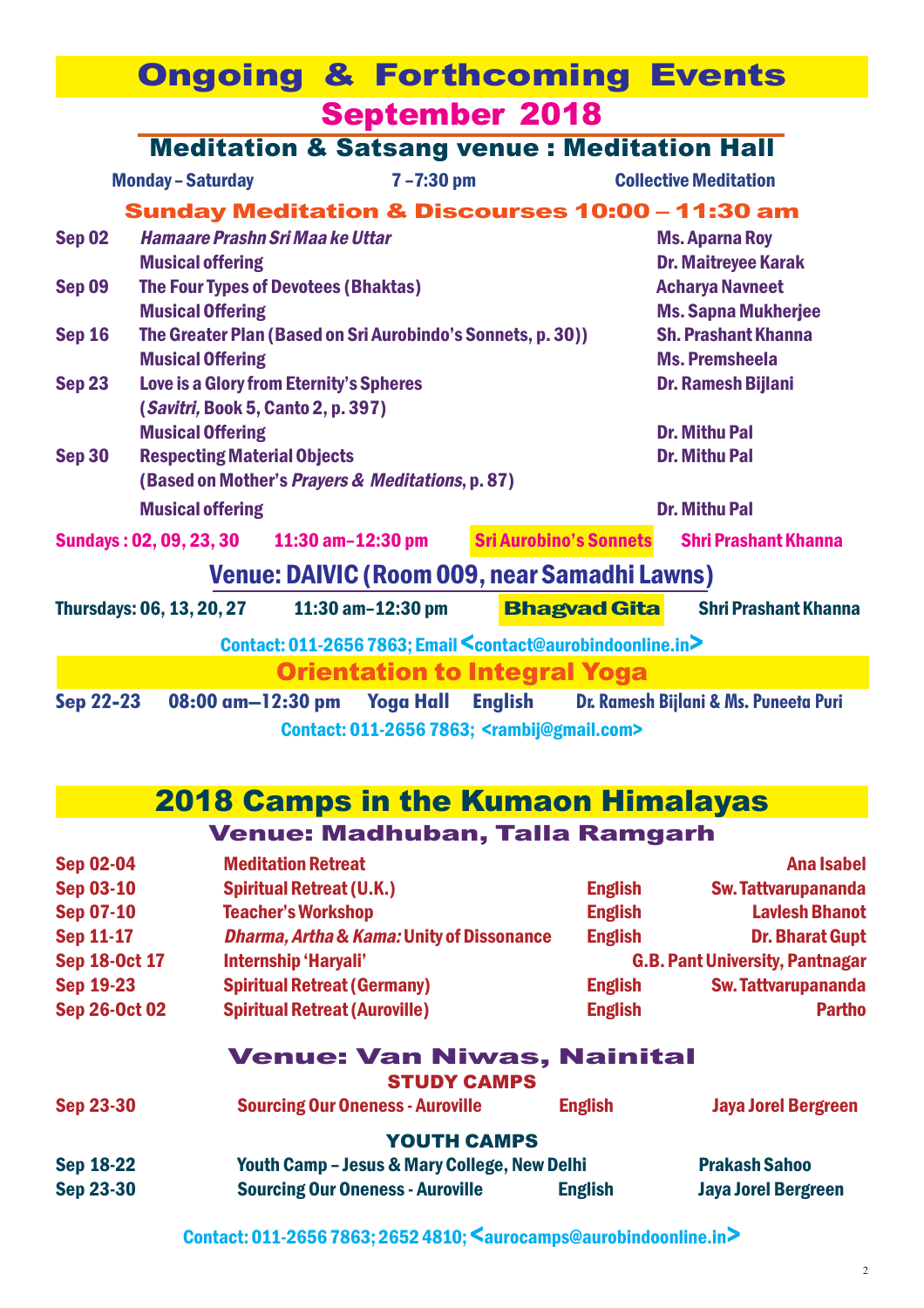# Ongoing & Forthcoming Events

## September 2018

### Meditation & Satsang venue : Meditation Hall

| Monday – Saturday | 7 –7:30 pm | Collective Meditation |
|---|---|---|

**Sunday Meditation & Discourses 10:00 – 11:30 am**

| Date | Topic | Speaker |
|---|---|---|
| Sep 02 | *Hamaare Prashn Sri Maa ke Uttar* | Ms. Aparna Roy |
| | Musical offering | Dr. Maitreyee Karak |
| Sep 09 | The Four Types of Devotees (Bhaktas) | Acharya Navneet |
| | Musical Offering | Ms. Sapna Mukherjee |
| Sep 16 | The Greater Plan (Based on Sri Aurobindo's Sonnets, p. 30)) | Sh. Prashant Khanna |
| | Musical Offering | Ms. Premsheela |
| Sep 23 | Love is a Glory from Eternity's Spheres (*Savitri,* Book 5, Canto 2, p. 397) | Dr. Ramesh Bijlani |
| | Musical Offering | Dr. Mithu Pal |
| Sep 30 | Respecting Material Objects (Based on Mother's *Prayers & Meditations*, p. 87) | Dr. Mithu Pal |
| | Musical offering | Dr. Mithu Pal |

**Sundays : 02, 09, 23, 30 — 11:30 am–12:30 pm — Sri Aurobino's Sonnets — Shri Prashant Khanna**

### Venue: DAIVIC (Room 009, near Samadhi Lawns)

**Thursdays: 06, 13, 20, 27 — 11:30 am–12:30 pm — Bhagvad Gita — Shri Prashant Khanna**

Contact: 011-2656 7863; Email <contact@aurobindoonline.in>

### Orientation to Integral Yoga

| Sep 22-23 | 08:00 am—12:30 pm | Yoga Hall | English | Dr. Ramesh Bijlani & Ms. Puneeta Puri |
|---|---|---|---|---|

Contact: 011-2656 7863; <rambij@gmail.com>

# 2018 Camps in the Kumaon Himalayas

## Venue: Madhuban, Talla Ramgarh

| Date | Event | Language | Facilitator |
|---|---|---|---|
| Sep 02-04 | Meditation Retreat | | Ana Isabel |
| Sep 03-10 | Spiritual Retreat (U.K.) | English | Sw. Tattvarupananda |
| Sep 07-10 | Teacher's Workshop | English | Lavlesh Bhanot |
| Sep 11-17 | *Dharma, Artha* & *Kama:* Unity of Dissonance | English | Dr. Bharat Gupt |
| Sep 18-Oct 17 | Internship 'Haryali' | | G.B. Pant University, Pantnagar |
| Sep 19-23 | Spiritual Retreat (Germany) | English | Sw. Tattvarupananda |
| Sep 26-Oct 02 | Spiritual Retreat (Auroville) | English | Partho |

## Venue: Van Niwas, Nainital

### STUDY CAMPS

| Sep 23-30 | Sourcing Our Oneness - Auroville | English | Jaya Jorel Bergreen |
|---|---|---|---|

### YOUTH CAMPS

| Sep 18-22 | Youth Camp – Jesus & Mary College, New Delhi | | Prakash Sahoo |
|---|---|---|---|
| Sep 23-30 | Sourcing Our Oneness - Auroville | English | Jaya Jorel Bergreen |

Contact: 011-2656 7863; 2652 4810; <aurocamps@aurobindoonline.in>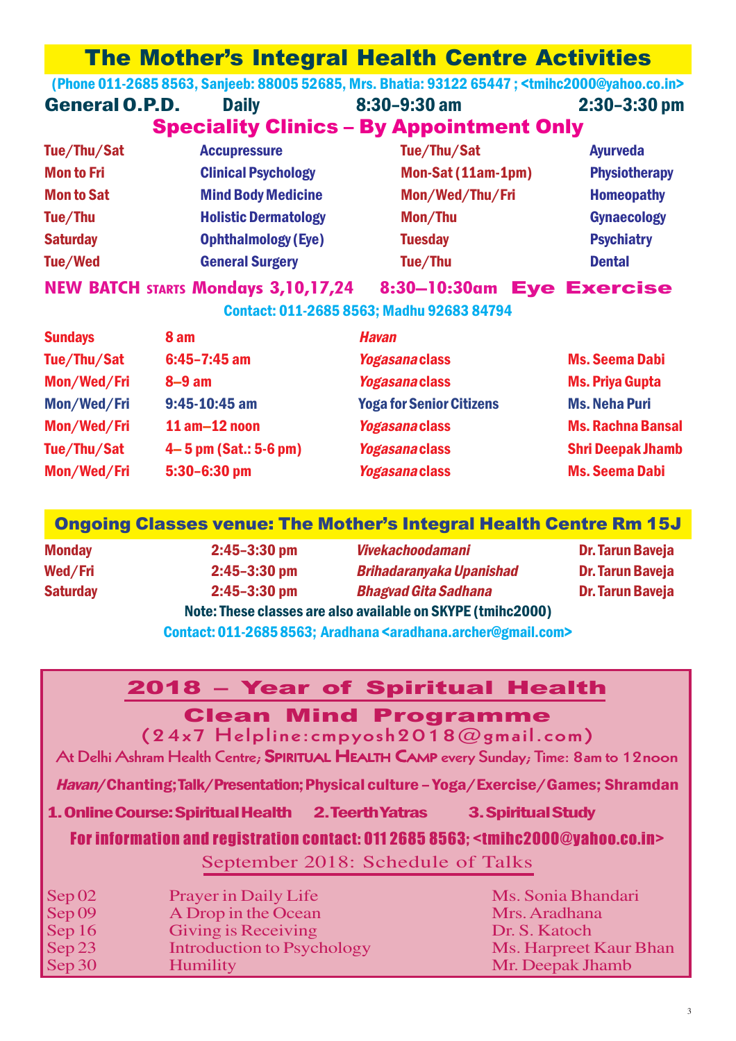# The Mother's Integral Health Centre Activities

(Phone 011-2685 8563, Sanjeeb: 88005 52685, Mrs. Bhatia: 93122 65447 ; <tmihc2000@yahoo.co.in>

**General O.P.D.** Daily 8:30–9:30 am 2:30–3:30 pm

## Speciality Clinics – By Appointment Only

| | | | |
|---|---|---|---|
| Tue/Thu/Sat | Accupressure | Tue/Thu/Sat | Ayurveda |
| Mon to Fri | Clinical Psychology | Mon-Sat (11am-1pm) | Physiotherapy |
| Mon to Sat | Mind Body Medicine | Mon/Wed/Thu/Fri | Homeopathy |
| Tue/Thu | Holistic Dermatology | Mon/Thu | Gynaecology |
| Saturday | Ophthalmology (Eye) | Tuesday | Psychiatry |
| Tue/Wed | General Surgery | Tue/Thu | Dental |

**NEW BATCH STARTS Mondays 3,10,17,24 8:30–10:30am Eye Exercise**

Contact: 011-2685 8563; Madhu 92683 84794

| | | | |
|---|---|---|---|
| Sundays | 8 am | *Havan* | |
| Tue/Thu/Sat | 6:45–7:45 am | *Yogasana* class | Ms. Seema Dabi |
| Mon/Wed/Fri | 8–9 am | *Yogasana* class | Ms. Priya Gupta |
| Mon/Wed/Fri | 9:45-10:45 am | Yoga for Senior Citizens | Ms. Neha Puri |
| Mon/Wed/Fri | 11 am–12 noon | *Yogasana* class | Ms. Rachna Bansal |
| Tue/Thu/Sat | 4– 5 pm (Sat.: 5-6 pm) | *Yogasana* class | Shri Deepak Jhamb |
| Mon/Wed/Fri | 5:30–6:30 pm | *Yogasana* class | Ms. Seema Dabi |

## Ongoing Classes venue: The Mother's Integral Health Centre Rm 15J

| | | | |
|---|---|---|---|
| Monday | 2:45–3:30 pm | *Vivekachoodamani* | Dr. Tarun Baveja |
| Wed/Fri | 2:45–3:30 pm | *Brihadaranyaka Upanishad* | Dr. Tarun Baveja |
| Saturday | 2:45–3:30 pm | *Bhagvad Gita Sadhana* | Dr. Tarun Baveja |

Note: These classes are also available on SKYPE (tmihc2000)

Contact: 011-2685 8563; Aradhana <aradhana.archer@gmail.com>

## 2018 – Year of Spiritual Health

### Clean Mind Programme

(24x7 Helpline:cmpyosh2018@gmail.com)

At Delhi Ashram Health Centre; **SPIRITUAL HEALTH CAMP** every Sunday; Time: 8am to 12noon

*Havan*/Chanting; Talk/Presentation; Physical culture – Yoga/Exercise/Games; Shramdan

1. Online Course: Spiritual Health 2. Teerth Yatras 3. Spiritual Study

For information and registration contact: 011 2685 8563; <tmihc2000@yahoo.co.in>

September 2018: Schedule of Talks

| | | |
|---|---|---|
| Sep 02 | Prayer in Daily Life | Ms. Sonia Bhandari |
| Sep 09 | A Drop in the Ocean | Mrs. Aradhana |
| Sep 16 | Giving is Receiving | Dr. S. Katoch |
| Sep 23 | Introduction to Psychology | Ms. Harpreet Kaur Bhan |
| Sep 30 | Humility | Mr. Deepak Jhamb |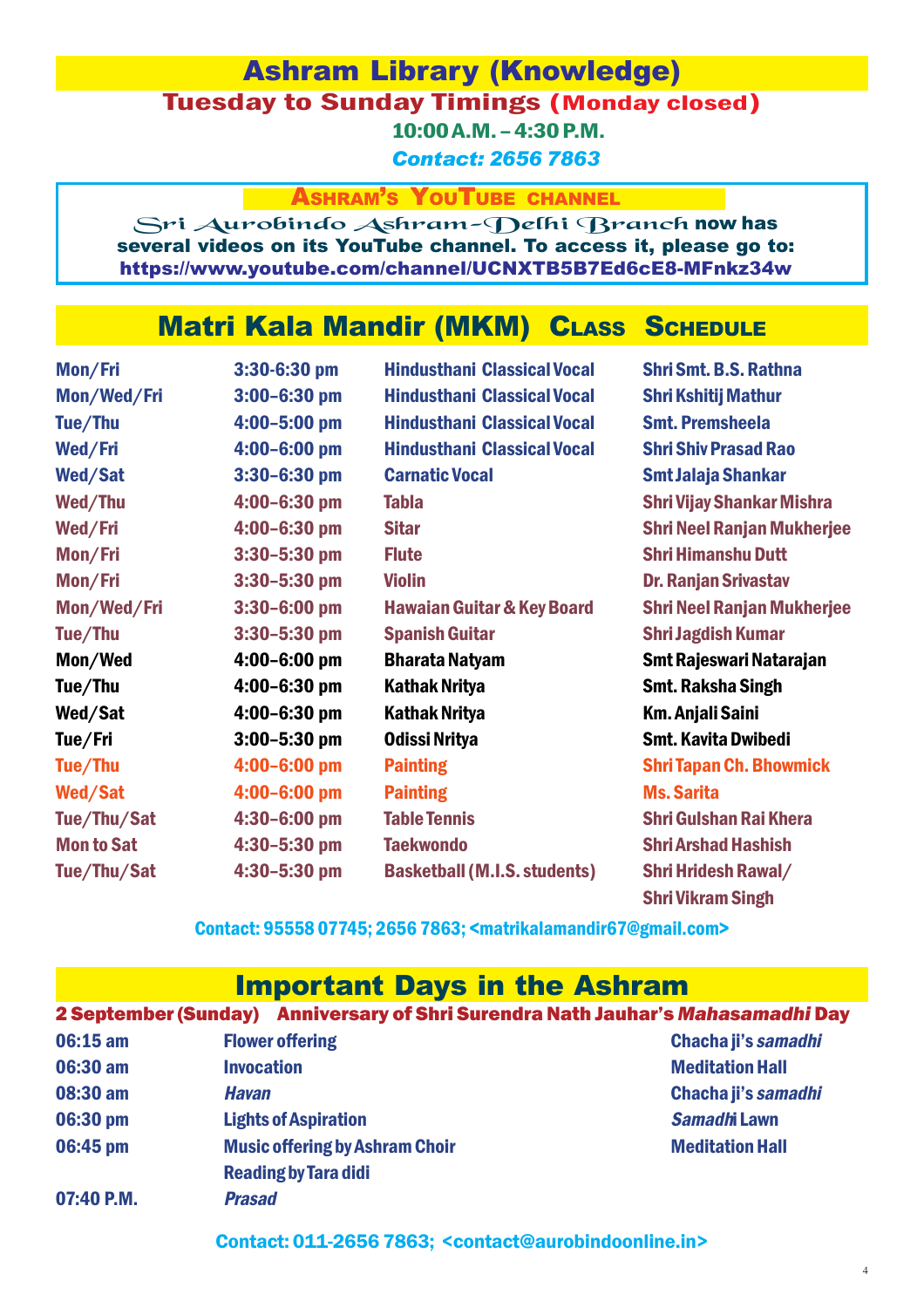## Ashram Library (Knowledge)

**Tuesday to Sunday Timings (Monday closed)**

**10:00 A.M. – 4:30 P.M.**

***Contact: 2656 7863***

### Ashram's YouTube channel

Sri Aurobindo Ashram-Delhi Branch **now has several videos on its YouTube channel. To access it, please go to:**
**https://www.youtube.com/channel/UCNXTB5B7Ed6cE8-MFnkz34w**

## Matri Kala Mandir (MKM) Class Schedule

| Days | Time | Class | Teacher |
|---|---|---|---|
| Mon/Fri | 3:30-6:30 pm | Hindusthani Classical Vocal | Shri Smt. B.S. Rathna |
| Mon/Wed/Fri | 3:00–6:30 pm | Hindusthani Classical Vocal | Shri Kshitij Mathur |
| Tue/Thu | 4:00–5:00 pm | Hindusthani Classical Vocal | Smt. Premsheela |
| Wed/Fri | 4:00–6:00 pm | Hindusthani Classical Vocal | Shri Shiv Prasad Rao |
| Wed/Sat | 3:30–6:30 pm | Carnatic Vocal | Smt Jalaja Shankar |
| Wed/Thu | 4:00–6:30 pm | Tabla | Shri Vijay Shankar Mishra |
| Wed/Fri | 4:00–6:30 pm | Sitar | Shri Neel Ranjan Mukherjee |
| Mon/Fri | 3:30–5:30 pm | Flute | Shri Himanshu Dutt |
| Mon/Fri | 3:30–5:30 pm | Violin | Dr. Ranjan Srivastav |
| Mon/Wed/Fri | 3:30–6:00 pm | Hawaian Guitar & Key Board | Shri Neel Ranjan Mukherjee |
| Tue/Thu | 3:30–5:30 pm | Spanish Guitar | Shri Jagdish Kumar |
| Mon/Wed | 4:00–6:00 pm | Bharata Natyam | Smt Rajeswari Natarajan |
| Tue/Thu | 4:00–6:30 pm | Kathak Nritya | Smt. Raksha Singh |
| Wed/Sat | 4:00–6:30 pm | Kathak Nritya | Km. Anjali Saini |
| Tue/Fri | 3:00–5:30 pm | Odissi Nritya | Smt. Kavita Dwibedi |
| Tue/Thu | 4:00–6:00 pm | Painting | Shri Tapan Ch. Bhowmick |
| Wed/Sat | 4:00–6:00 pm | Painting | Ms. Sarita |
| Tue/Thu/Sat | 4:30–6:00 pm | Table Tennis | Shri Gulshan Rai Khera |
| Mon to Sat | 4:30–5:30 pm | Taekwondo | Shri Arshad Hashish |
| Tue/Thu/Sat | 4:30–5:30 pm | Basketball (M.I.S. students) | Shri Hridesh Rawal/ Shri Vikram Singh |

**Contact: 95558 07745; 2656 7863; <matrikalamandir67@gmail.com>**

## Important Days in the Ashram

**2 September (Sunday) Anniversary of Shri Surendra Nath Jauhar's *Mahasamadhi* Day**

| Time | Event | Venue |
|---|---|---|
| 06:15 am | Flower offering | Chacha ji's *samadhi* |
| 06:30 am | Invocation | Meditation Hall |
| 08:30 am | *Havan* | Chacha ji's *samadhi* |
| 06:30 pm | Lights of Aspiration | *Samadhi* Lawn |
| 06:45 pm | Music offering by Ashram Choir<br>Reading by Tara didi | Meditation Hall |
| 07:40 P.M. | *Prasad* | |

**Contact: 011-2656 7863; <contact@aurobindoonline.in>**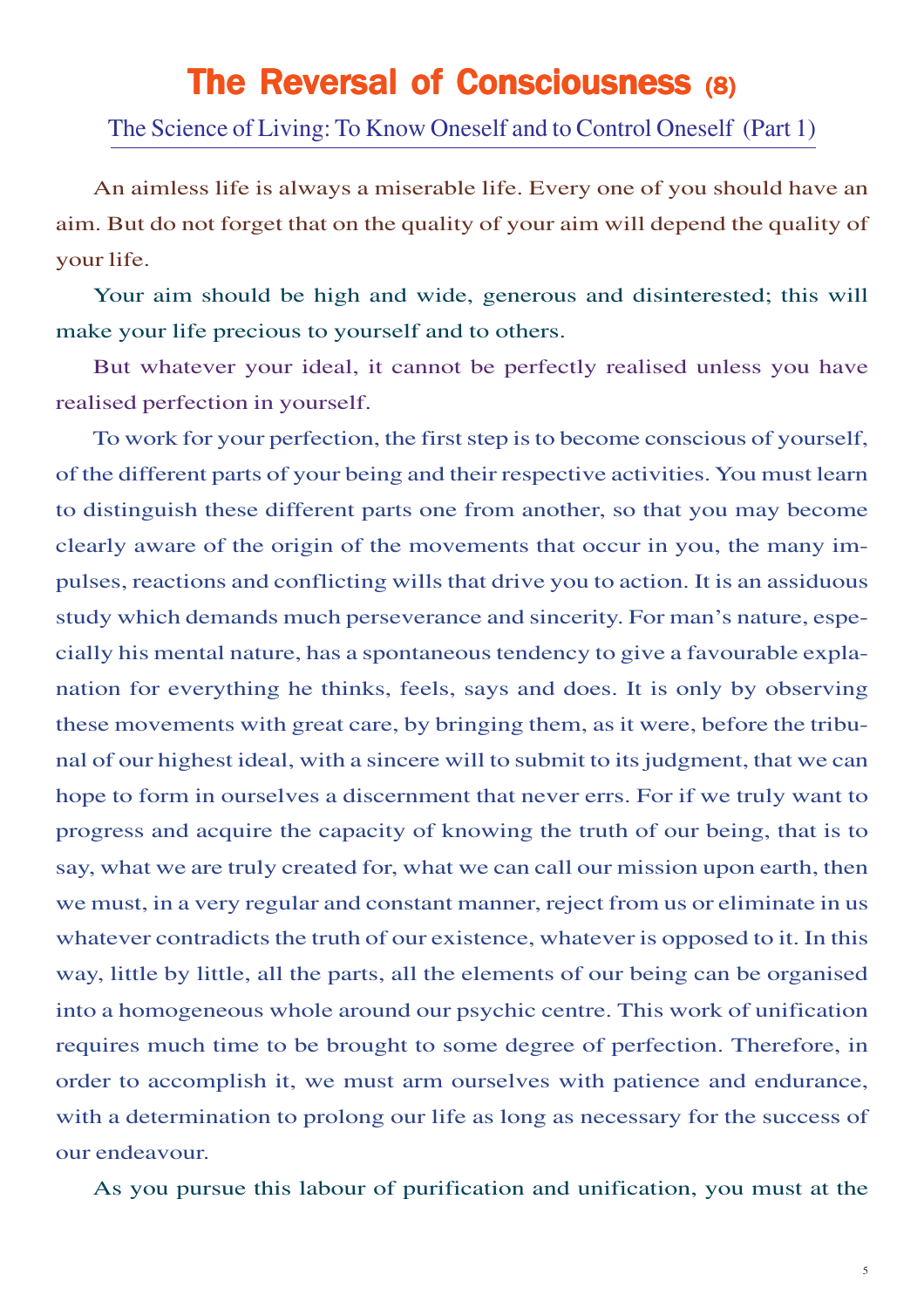# The Reversal of Consciousness (8)

## The Science of Living: To Know Oneself and to Control Oneself (Part 1)

An aimless life is always a miserable life. Every one of you should have an aim. But do not forget that on the quality of your aim will depend the quality of your life.

Your aim should be high and wide, generous and disinterested; this will make your life precious to yourself and to others.

But whatever your ideal, it cannot be perfectly realised unless you have realised perfection in yourself.

To work for your perfection, the first step is to become conscious of yourself, of the different parts of your being and their respective activities. You must learn to distinguish these different parts one from another, so that you may become clearly aware of the origin of the movements that occur in you, the many impulses, reactions and conflicting wills that drive you to action. It is an assiduous study which demands much perseverance and sincerity. For man's nature, especially his mental nature, has a spontaneous tendency to give a favourable explanation for everything he thinks, feels, says and does. It is only by observing these movements with great care, by bringing them, as it were, before the tribunal of our highest ideal, with a sincere will to submit to its judgment, that we can hope to form in ourselves a discernment that never errs. For if we truly want to progress and acquire the capacity of knowing the truth of our being, that is to say, what we are truly created for, what we can call our mission upon earth, then we must, in a very regular and constant manner, reject from us or eliminate in us whatever contradicts the truth of our existence, whatever is opposed to it. In this way, little by little, all the parts, all the elements of our being can be organised into a homogeneous whole around our psychic centre. This work of unification requires much time to be brought to some degree of perfection. Therefore, in order to accomplish it, we must arm ourselves with patience and endurance, with a determination to prolong our life as long as necessary for the success of our endeavour.

As you pursue this labour of purification and unification, you must at the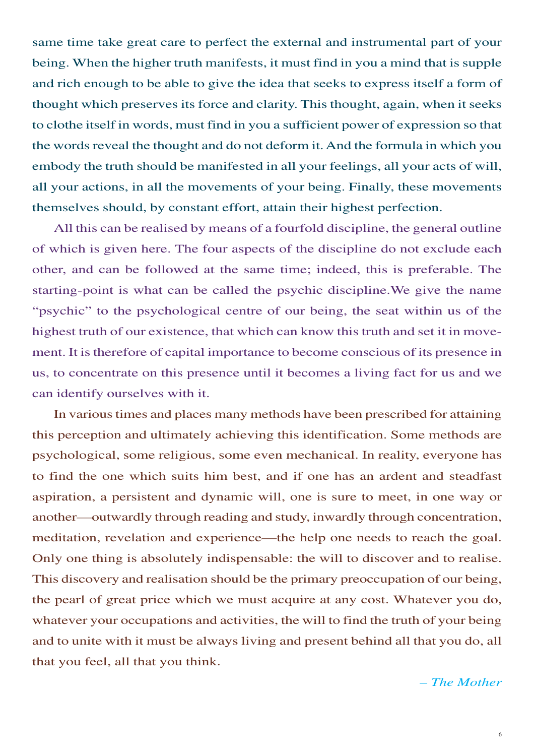same time take great care to perfect the external and instrumental part of your being. When the higher truth manifests, it must find in you a mind that is supple and rich enough to be able to give the idea that seeks to express itself a form of thought which preserves its force and clarity. This thought, again, when it seeks to clothe itself in words, must find in you a sufficient power of expression so that the words reveal the thought and do not deform it. And the formula in which you embody the truth should be manifested in all your feelings, all your acts of will, all your actions, in all the movements of your being. Finally, these movements themselves should, by constant effort, attain their highest perfection.

All this can be realised by means of a fourfold discipline, the general outline of which is given here. The four aspects of the discipline do not exclude each other, and can be followed at the same time; indeed, this is preferable. The starting-point is what can be called the psychic discipline.We give the name "psychic" to the psychological centre of our being, the seat within us of the highest truth of our existence, that which can know this truth and set it in movement. It is therefore of capital importance to become conscious of its presence in us, to concentrate on this presence until it becomes a living fact for us and we can identify ourselves with it.

In various times and places many methods have been prescribed for attaining this perception and ultimately achieving this identification. Some methods are psychological, some religious, some even mechanical. In reality, everyone has to find the one which suits him best, and if one has an ardent and steadfast aspiration, a persistent and dynamic will, one is sure to meet, in one way or another—outwardly through reading and study, inwardly through concentration, meditation, revelation and experience—the help one needs to reach the goal. Only one thing is absolutely indispensable: the will to discover and to realise. This discovery and realisation should be the primary preoccupation of our being, the pearl of great price which we must acquire at any cost. Whatever you do, whatever your occupations and activities, the will to find the truth of your being and to unite with it must be always living and present behind all that you do, all that you feel, all that you think.

*– The Mother*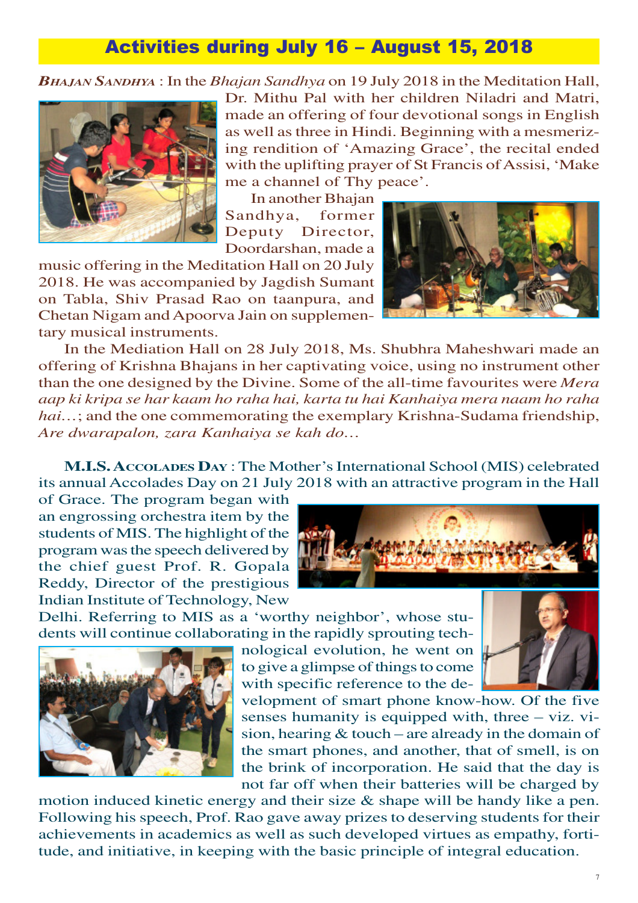## Activities during July 16 – August 15, 2018

***Bhajan Sandhya*** : In the *Bhajan Sandhya* on 19 July 2018 in the Meditation Hall, Dr. Mithu Pal with her children Niladri and Matri, made an offering of four devotional songs in English as well as three in Hindi. Beginning with a mesmerizing rendition of 'Amazing Grace', the recital ended with the uplifting prayer of St Francis of Assisi, 'Make me a channel of Thy peace'.

In another Bhajan Sandhya, former Deputy Director, Doordarshan, made a music offering in the Meditation Hall on 20 July 2018. He was accompanied by Jagdish Sumant on Tabla, Shiv Prasad Rao on taanpura, and Chetan Nigam and Apoorva Jain on supplementary musical instruments.

In the Mediation Hall on 28 July 2018, Ms. Shubhra Maheshwari made an offering of Krishna Bhajans in her captivating voice, using no instrument other than the one designed by the Divine. Some of the all-time favourites were *Mera aap ki kripa se har kaam ho raha hai, karta tu hai Kanhaiya mera naam ho raha hai*…; and the one commemorating the exemplary Krishna-Sudama friendship, *Are dwarapalon, zara Kanhaiya se kah do*…

**M.I.S. Accolades Day** : The Mother's International School (MIS) celebrated its annual Accolades Day on 21 July 2018 with an attractive program in the Hall of Grace. The program began with an engrossing orchestra item by the students of MIS. The highlight of the program was the speech delivered by the chief guest Prof. R. Gopala Reddy, Director of the prestigious Indian Institute of Technology, New Delhi. Referring to MIS as a 'worthy neighbor', whose students will continue collaborating in the rapidly sprouting technological evolution, he went on to give a glimpse of things to come with specific reference to the development of smart phone know-how. Of the five senses humanity is equipped with, three – viz. vision, hearing & touch – are already in the domain of the smart phones, and another, that of smell, is on the brink of incorporation. He said that the day is not far off when their batteries will be charged by motion induced kinetic energy and their size & shape will be handy like a pen. Following his speech, Prof. Rao gave away prizes to deserving students for their achievements in academics as well as such developed virtues as empathy, fortitude, and initiative, in keeping with the basic principle of integral education.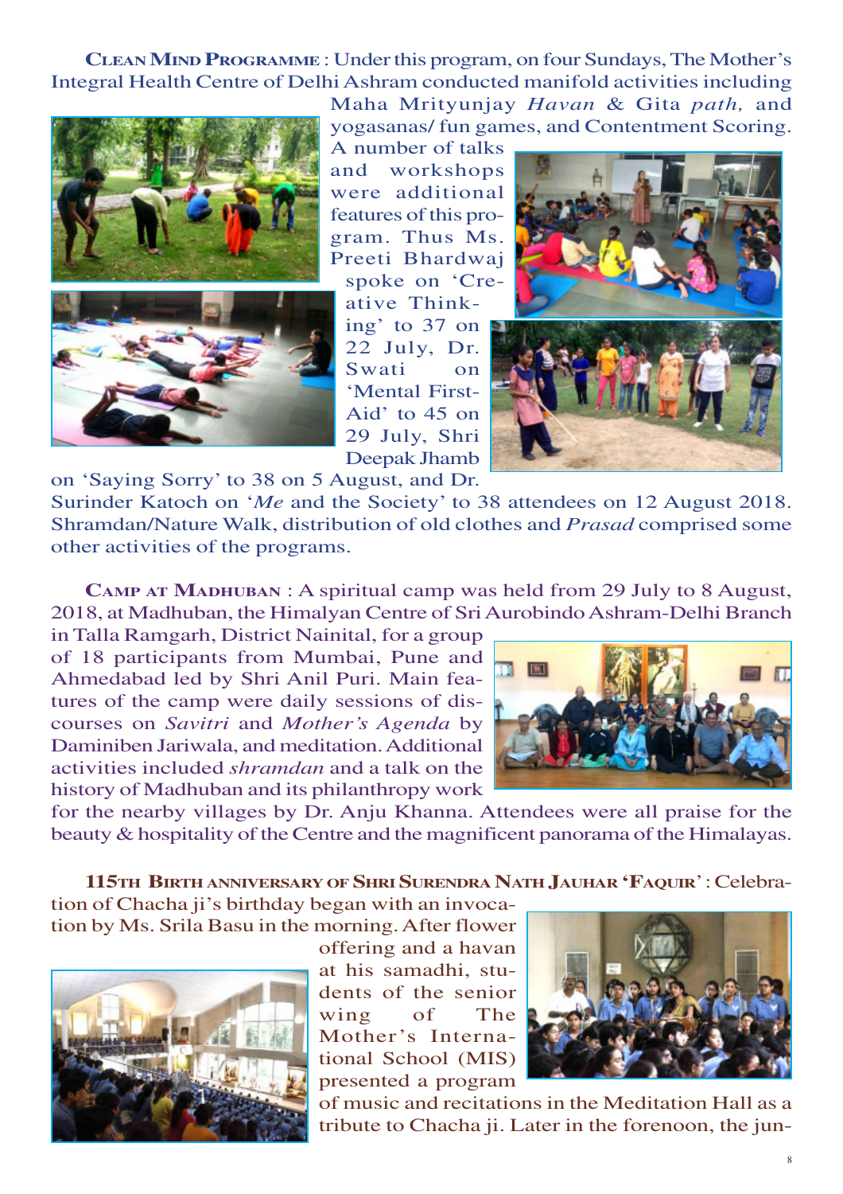**Clean Mind Programme** : Under this program, on four Sundays, The Mother's Integral Health Centre of Delhi Ashram conducted manifold activities including Maha Mrityunjay *Havan* & Gita *path,* and yogasanas/ fun games, and Contentment Scoring. A number of talks and workshops were additional features of this program. Thus Ms. Preeti Bhardwaj spoke on 'Creative Thinking' to 37 on 22 July, Dr. Swati on 'Mental First-Aid' to 45 on 29 July, Shri Deepak Jhamb on 'Saying Sorry' to 38 on 5 August, and Dr. Surinder Katoch on '*Me* and the Society' to 38 attendees on 12 August 2018. Shramdan/Nature Walk, distribution of old clothes and *Prasad* comprised some other activities of the programs.

**Camp at Madhuban** : A spiritual camp was held from 29 July to 8 August, 2018, at Madhuban, the Himalyan Centre of Sri Aurobindo Ashram-Delhi Branch in Talla Ramgarh, District Nainital, for a group of 18 participants from Mumbai, Pune and Ahmedabad led by Shri Anil Puri. Main features of the camp were daily sessions of discourses on *Savitri* and *Mother's Agenda* by Daminiben Jariwala, and meditation. Additional activities included *shramdan* and a talk on the history of Madhuban and its philanthropy work for the nearby villages by Dr. Anju Khanna. Attendees were all praise for the beauty & hospitality of the Centre and the magnificent panorama of the Himalayas.

**115th Birth Anniversary of Shri Surendra Nath Jauhar 'Faquir'** : Celebration of Chacha ji's birthday began with an invocation by Ms. Srila Basu in the morning. After flower offering and a havan at his samadhi, students of the senior wing of The Mother's International School (MIS) presented a program of music and recitations in the Meditation Hall as a tribute to Chacha ji. Later in the forenoon, the jun-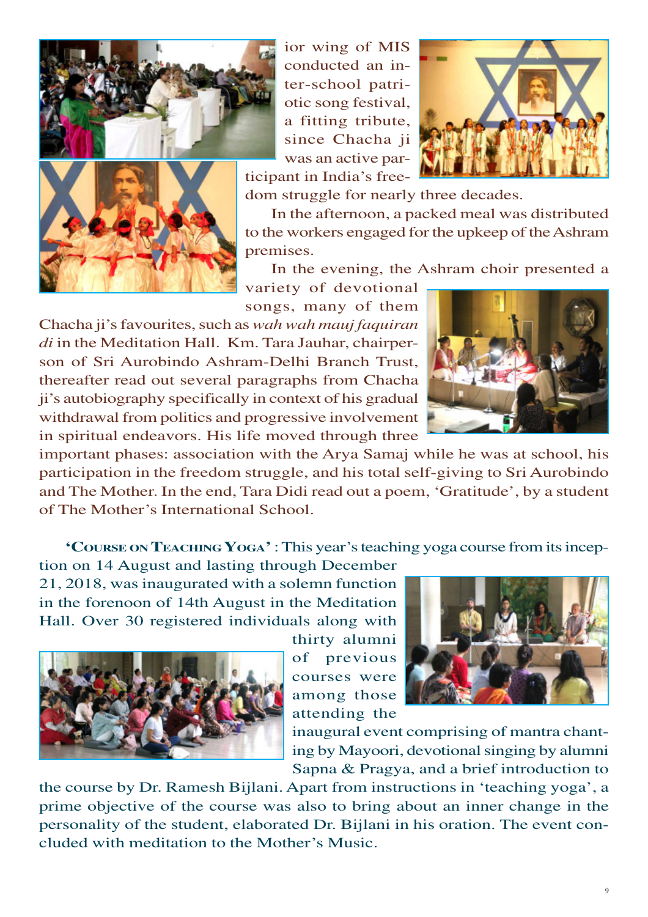ior wing of MIS conducted an inter-school patriotic song festival, a fitting tribute, since Chacha ji was an active participant in India's freedom struggle for nearly three decades.

In the afternoon, a packed meal was distributed to the workers engaged for the upkeep of the Ashram premises.

In the evening, the Ashram choir presented a variety of devotional songs, many of them Chacha ji's favourites, such as *wah wah mauj faquiran di* in the Meditation Hall. Km. Tara Jauhar, chairperson of Sri Aurobindo Ashram-Delhi Branch Trust, thereafter read out several paragraphs from Chacha ji's autobiography specifically in context of his gradual withdrawal from politics and progressive involvement in spiritual endeavors. His life moved through three important phases: association with the Arya Samaj while he was at school, his participation in the freedom struggle, and his total self-giving to Sri Aurobindo and The Mother. In the end, Tara Didi read out a poem, 'Gratitude', by a student of The Mother's International School.

**'Course on Teaching Yoga'** : This year's teaching yoga course from its inception on 14 August and lasting through December 21, 2018, was inaugurated with a solemn function in the forenoon of 14th August in the Meditation Hall. Over 30 registered individuals along with thirty alumni of previous courses were among those attending the inaugural event comprising of mantra chanting by Mayoori, devotional singing by alumni Sapna & Pragya, and a brief introduction to the course by Dr. Ramesh Bijlani. Apart from instructions in 'teaching yoga', a prime objective of the course was also to bring about an inner change in the personality of the student, elaborated Dr. Bijlani in his oration. The event concluded with meditation to the Mother's Music.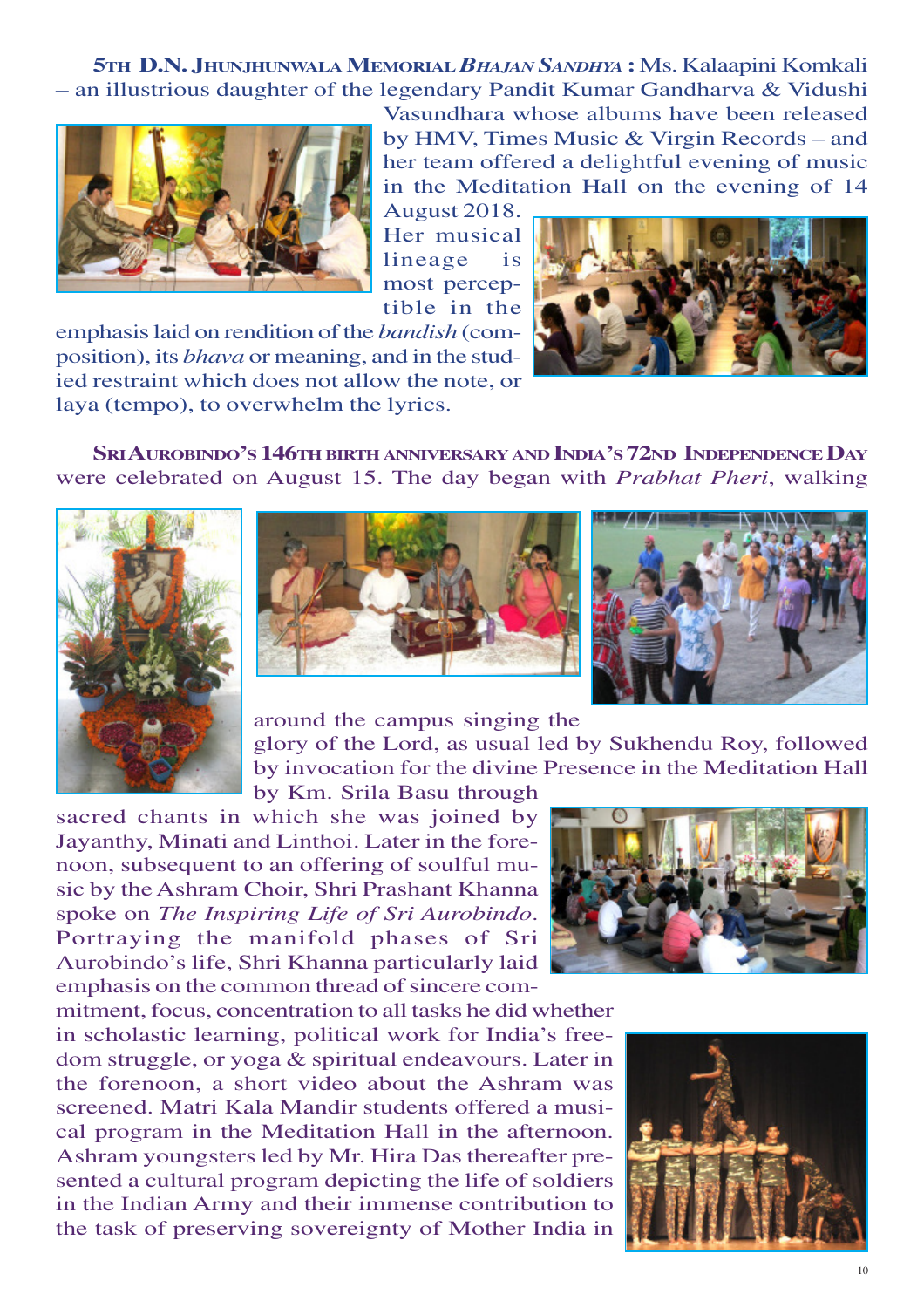**5TH D.N. JHUNJHUNWALA MEMORIAL *BHAJAN SANDHYA* :** Ms. Kalaapini Komkali – an illustrious daughter of the legendary Pandit Kumar Gandharva & Vidushi Vasundhara whose albums have been released by HMV, Times Music & Virgin Records – and her team offered a delightful evening of music in the Meditation Hall on the evening of 14 August 2018. Her musical lineage is most perceptible in the emphasis laid on rendition of the *bandish* (composition), its *bhava* or meaning, and in the studied restraint which does not allow the note, or laya (tempo), to overwhelm the lyrics.

**SRI AUROBINDO'S 146TH BIRTH ANNIVERSARY AND INDIA'S 72ND INDEPENDENCE DAY** were celebrated on August 15. The day began with *Prabhat Pheri*, walking around the campus singing the glory of the Lord, as usual led by Sukhendu Roy, followed by invocation for the divine Presence in the Meditation Hall by Km. Srila Basu through sacred chants in which she was joined by Jayanthy, Minati and Linthoi. Later in the forenoon, subsequent to an offering of soulful music by the Ashram Choir, Shri Prashant Khanna spoke on *The Inspiring Life of Sri Aurobindo*. Portraying the manifold phases of Sri Aurobindo's life, Shri Khanna particularly laid emphasis on the common thread of sincere commitment, focus, concentration to all tasks he did whether in scholastic learning, political work for India's freedom struggle, or yoga & spiritual endeavours. Later in the forenoon, a short video about the Ashram was screened. Matri Kala Mandir students offered a musical program in the Meditation Hall in the afternoon. Ashram youngsters led by Mr. Hira Das thereafter presented a cultural program depicting the life of soldiers in the Indian Army and their immense contribution to the task of preserving sovereignty of Mother India in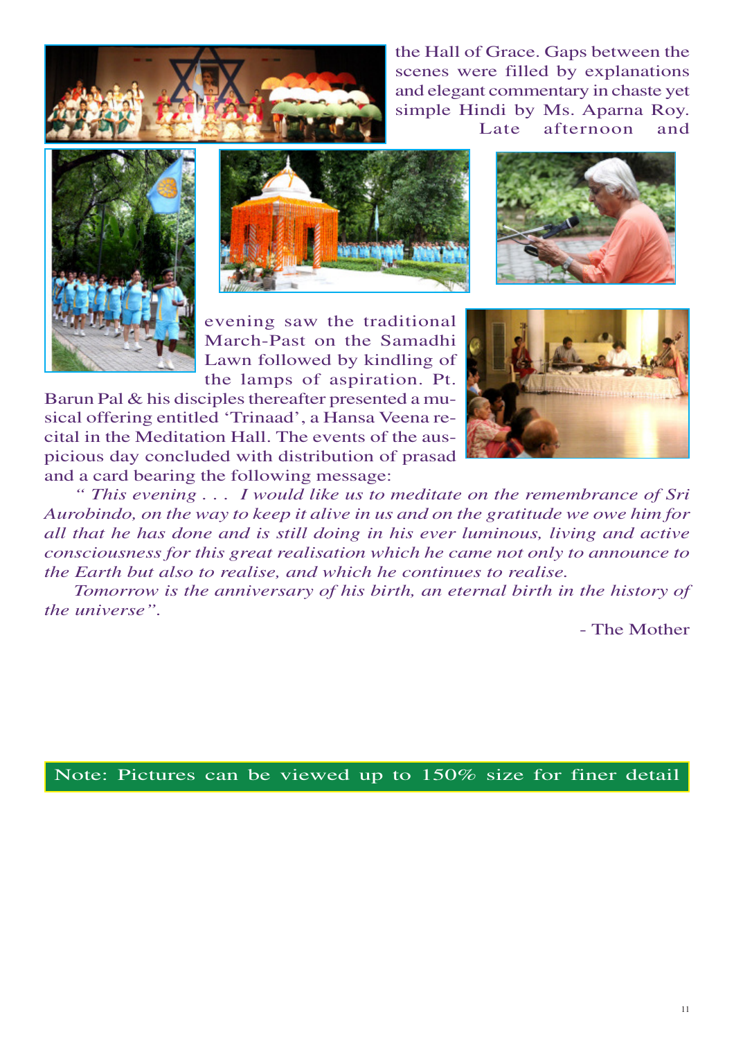the Hall of Grace. Gaps between the scenes were filled by explanations and elegant commentary in chaste yet simple Hindi by Ms. Aparna Roy. Late afternoon and evening saw the traditional March-Past on the Samadhi Lawn followed by kindling of the lamps of aspiration. Pt. Barun Pal & his disciples thereafter presented a musical offering entitled 'Trinaad', a Hansa Veena recital in the Meditation Hall. The events of the auspicious day concluded with distribution of prasad and a card bearing the following message:

*" This evening . . . I would like us to meditate on the remembrance of Sri Aurobindo, on the way to keep it alive in us and on the gratitude we owe him for all that he has done and is still doing in his ever luminous, living and active consciousness for this great realisation which he came not only to announce to the Earth but also to realise, and which he continues to realise.*

*Tomorrow is the anniversary of his birth, an eternal birth in the history of the universe".*

- The Mother

Note: Pictures can be viewed up to 150% size for finer detail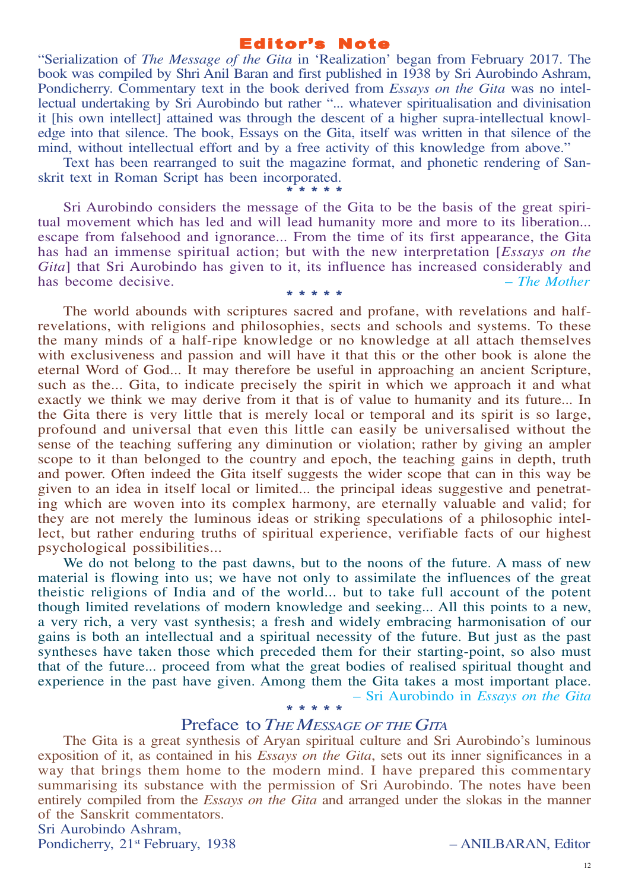## Editor's Note

"Serialization of *The Message of the Gita* in 'Realization' began from February 2017. The book was compiled by Shri Anil Baran and first published in 1938 by Sri Aurobindo Ashram, Pondicherry. Commentary text in the book derived from *Essays on the Gita* was no intellectual undertaking by Sri Aurobindo but rather "... whatever spiritualisation and divinisation it [his own intellect] attained was through the descent of a higher supra-intellectual knowledge into that silence. The book, Essays on the Gita, itself was written in that silence of the mind, without intellectual effort and by a free activity of this knowledge from above."

Text has been rearranged to suit the magazine format, and phonetic rendering of Sanskrit text in Roman Script has been incorporated.

\* \* \* \* \*

Sri Aurobindo considers the message of the Gita to be the basis of the great spiritual movement which has led and will lead humanity more and more to its liberation... escape from falsehood and ignorance... From the time of its first appearance, the Gita has had an immense spiritual action; but with the new interpretation [*Essays on the Gita*] that Sri Aurobindo has given to it, its influence has increased considerably and has become decisive. *– The Mother*

\* \* \* \* \*

The world abounds with scriptures sacred and profane, with revelations and half-revelations, with religions and philosophies, sects and schools and systems. To these the many minds of a half-ripe knowledge or no knowledge at all attach themselves with exclusiveness and passion and will have it that this or the other book is alone the eternal Word of God... It may therefore be useful in approaching an ancient Scripture, such as the... Gita, to indicate precisely the spirit in which we approach it and what exactly we think we may derive from it that is of value to humanity and its future... In the Gita there is very little that is merely local or temporal and its spirit is so large, profound and universal that even this little can easily be universalised without the sense of the teaching suffering any diminution or violation; rather by giving an ampler scope to it than belonged to the country and epoch, the teaching gains in depth, truth and power. Often indeed the Gita itself suggests the wider scope that can in this way be given to an idea in itself local or limited... the principal ideas suggestive and penetrating which are woven into its complex harmony, are eternally valuable and valid; for they are not merely the luminous ideas or striking speculations of a philosophic intellect, but rather enduring truths of spiritual experience, verifiable facts of our highest psychological possibilities...

We do not belong to the past dawns, but to the noons of the future. A mass of new material is flowing into us; we have not only to assimilate the influences of the great theistic religions of India and of the world... but to take full account of the potent though limited revelations of modern knowledge and seeking... All this points to a new, a very rich, a very vast synthesis; a fresh and widely embracing harmonisation of our gains is both an intellectual and a spiritual necessity of the future. But just as the past syntheses have taken those which preceded them for their starting-point, so also must that of the future... proceed from what the great bodies of realised spiritual thought and experience in the past have given. Among them the Gita takes a most important place.

– Sri Aurobindo in *Essays on the Gita*

\* \* \* \* \*

## Preface to *The Message of the Gita*

The Gita is a great synthesis of Aryan spiritual culture and Sri Aurobindo's luminous exposition of it, as contained in his *Essays on the Gita*, sets out its inner significances in a way that brings them home to the modern mind. I have prepared this commentary summarising its substance with the permission of Sri Aurobindo. The notes have been entirely compiled from the *Essays on the Gita* and arranged under the slokas in the manner of the Sanskrit commentators.

Sri Aurobindo Ashram,
Pondicherry, 21st February, 1938

– ANILBARAN, Editor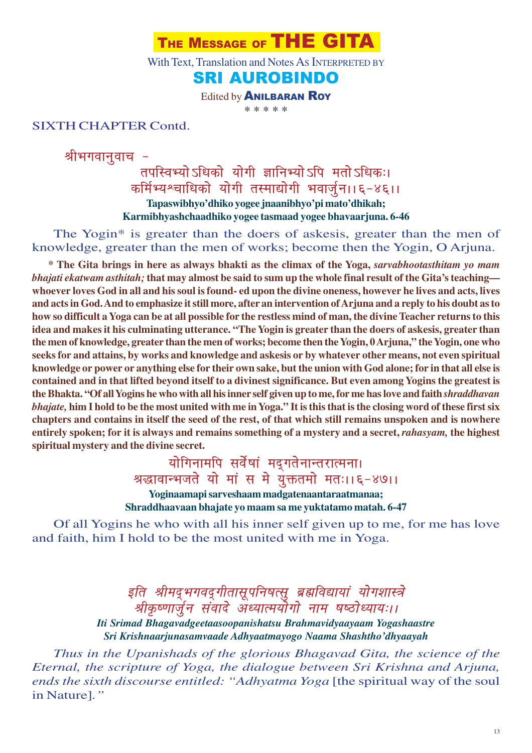# The Message of THE GITA

With Text, Translation and Notes As Interpreted by

## SRI AUROBINDO

Edited by **Anilbaran Roy**

\* \* \* \* \*

SIXTH CHAPTER Contd.

श्रीभगवानुवाच –

तपस्विभ्योऽधिको योगी ज्ञानिभ्योऽपि मतोऽधिकः।
कर्मिभ्यश्चाधिको योगी तस्माद्योगी भवार्जुन।।६-४६।।

**Tapaswibhyo'dhiko yogee jnaanibhyo'pi mato'dhikah;**
**Karmibhyashchaadhiko yogee tasmaad yogee bhavaarjuna. 6-46**

The Yogin* is greater than the doers of askesis, greater than the men of knowledge, greater than the men of works; become then the Yogin, O Arjuna.

**\* The Gita brings in here as always bhakti as the climax of the Yoga, *sarvabhootasthitam yo mam bhajati ekatwam asthitah;* that may almost be said to sum up the whole final result of the Gita's teaching—whoever loves God in all and his soul is found- ed upon the divine oneness, however he lives and acts, lives and acts in God. And to emphasize it still more, after an intervention of Arjuna and a reply to his doubt as to how so difficult a Yoga can be at all possible for the restless mind of man, the divine Teacher returns to this idea and makes it his culminating utterance. "The Yogin is greater than the doers of askesis, greater than the men of knowledge, greater than the men of works; become then the Yogin, 0 Arjuna," the Yogin, one who seeks for and attains, by works and knowledge and askesis or by whatever other means, not even spiritual knowledge or power or anything else for their own sake, but the union with God alone; for in that all else is contained and in that lifted beyond itself to a divinest significance. But even among Yogins the greatest is the Bhakta. "Of all Yogins he who with all his inner self given up to me, for me has love and faith *shraddhavan bhajate,* him I hold to be the most united with me in Yoga." It is this that is the closing word of these first six chapters and contains in itself the seed of the rest, of that which still remains unspoken and is nowhere entirely spoken; for it is always and remains something of a mystery and a secret, *rahasyam,* the highest spiritual mystery and the divine secret.**

योगिनामपि सर्वेषां मद्गतेनान्तरात्मना।
श्रद्धावान्भजते यो मां स मे युक्ततमो मतः।।६-४७।।

**Yoginaamapi sarveshaam madgatenaantaraatmanaa;**
**Shraddhaavaan bhajate yo maam sa me yuktatamo matah. 6-47**

Of all Yogins he who with all his inner self given up to me, for me has love and faith, him I hold to be the most united with me in Yoga.

*इति श्रीमद्भगवद्गीतासूपनिषत्सु ब्रह्मविद्यायां योगशास्त्रे*
*श्रीकृष्णार्जुन संवादे अध्यात्मयोगो नाम षष्ठोध्यायः।।*

***Iti Srimad Bhagavadgeetaasoopanishatsu Brahmavidyaayaam Yogashaastre***
***Sri Krishnaarjunasamvaade Adhyaatmayogo Naama Shashtho'dhyaayah***

*Thus in the Upanishads of the glorious Bhagavad Gita, the science of the Eternal, the scripture of Yoga, the dialogue between Sri Krishna and Arjuna, ends the sixth discourse entitled: "Adhyatma Yoga* [the spiritual way of the soul in Nature]."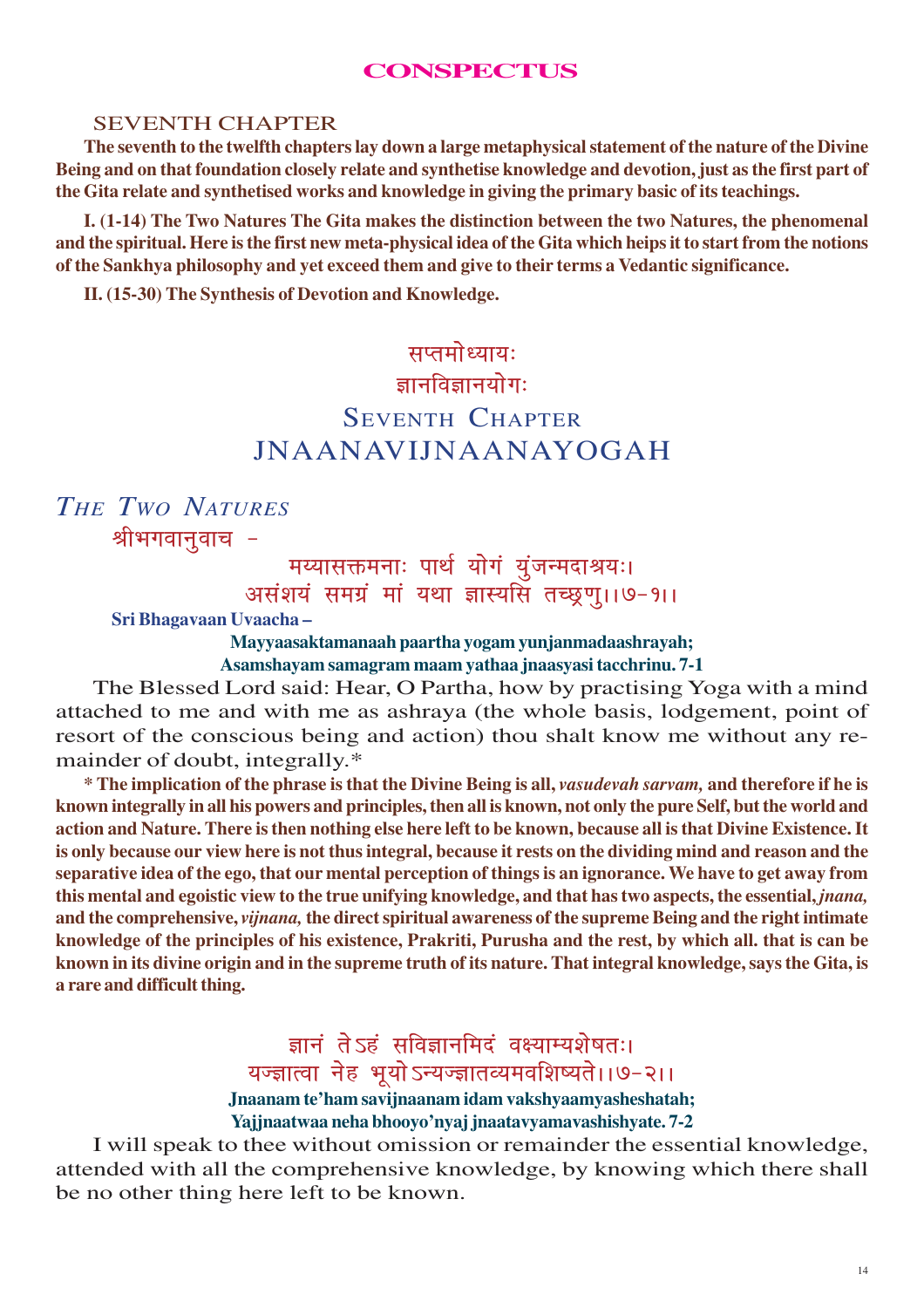## CONSPECTUS

SEVENTH CHAPTER

**The seventh to the twelfth chapters lay down a large metaphysical statement of the nature of the Divine Being and on that foundation closely relate and synthetise knowledge and devotion, just as the first part of the Gita relate and synthetised works and knowledge in giving the primary basic of its teachings.**

**I. (1-14) The Two Natures The Gita makes the distinction between the two Natures, the phenomenal and the spiritual. Here is the first new meta-physical idea of the Gita which heips it to start from the notions of the Sankhya philosophy and yet exceed them and give to their terms a Vedantic significance.**

**II. (15-30) The Synthesis of Devotion and Knowledge.**

# सप्तमोध्यायः
# ज्ञानविज्ञानयोगः
# SEVENTH CHAPTER
# JNAANAVIJNAANAYOGAH

## *THE TWO NATURES*

श्रीभगवानुवाच -

मय्यासक्तमनाः पार्थ योगं युंजन्मदाश्रयः।
असंशयं समग्रं मां यथा ज्ञास्यसि तच्छ्रणु।।७-१।।

**Sri Bhagavaan Uvaacha –**

**Mayyaasaktamanaah paartha yogam yunjanmadaashrayah;**
**Asamshayam samagram maam yathaa jnaasyasi tacchrinu. 7-1**

The Blessed Lord said: Hear, O Partha, how by practising Yoga with a mind attached to me and with me as ashraya (the whole basis, lodgement, point of resort of the conscious being and action) thou shalt know me without any remainder of doubt, integrally.*

**\* The implication of the phrase is that the Divine Being is all, *vasudevah sarvam,* and therefore if he is known integrally in all his powers and principles, then all is known, not only the pure Self, but the world and action and Nature. There is then nothing else here left to be known, because all is that Divine Existence. It is only because our view here is not thus integral, because it rests on the dividing mind and reason and the separative idea of the ego, that our mental perception of things is an ignorance. We have to get away from this mental and egoistic view to the true unifying knowledge, and that has two aspects, the essential, *jnana,* and the comprehensive, *vijnana,* the direct spiritual awareness of the supreme Being and the right intimate knowledge of the principles of his existence, Prakriti, Purusha and the rest, by which all. that is can be known in its divine origin and in the supreme truth of its nature. That integral knowledge, says the Gita, is a rare and difficult thing.**

ज्ञानं तेऽहं सविज्ञानमिदं वक्ष्याम्यशेषतः।
यज्ज्ञात्वा नेह भूयोऽन्यज्ज्ञातव्यमवशिष्यते।।७-२।।

**Jnaanam te'ham savijnaanam idam vakshyaamyasheshatah;**
**Yajjnaatwaa neha bhooyo'nyaj jnaatavyamavashishyate. 7-2**

I will speak to thee without omission or remainder the essential knowledge, attended with all the comprehensive knowledge, by knowing which there shall be no other thing here left to be known.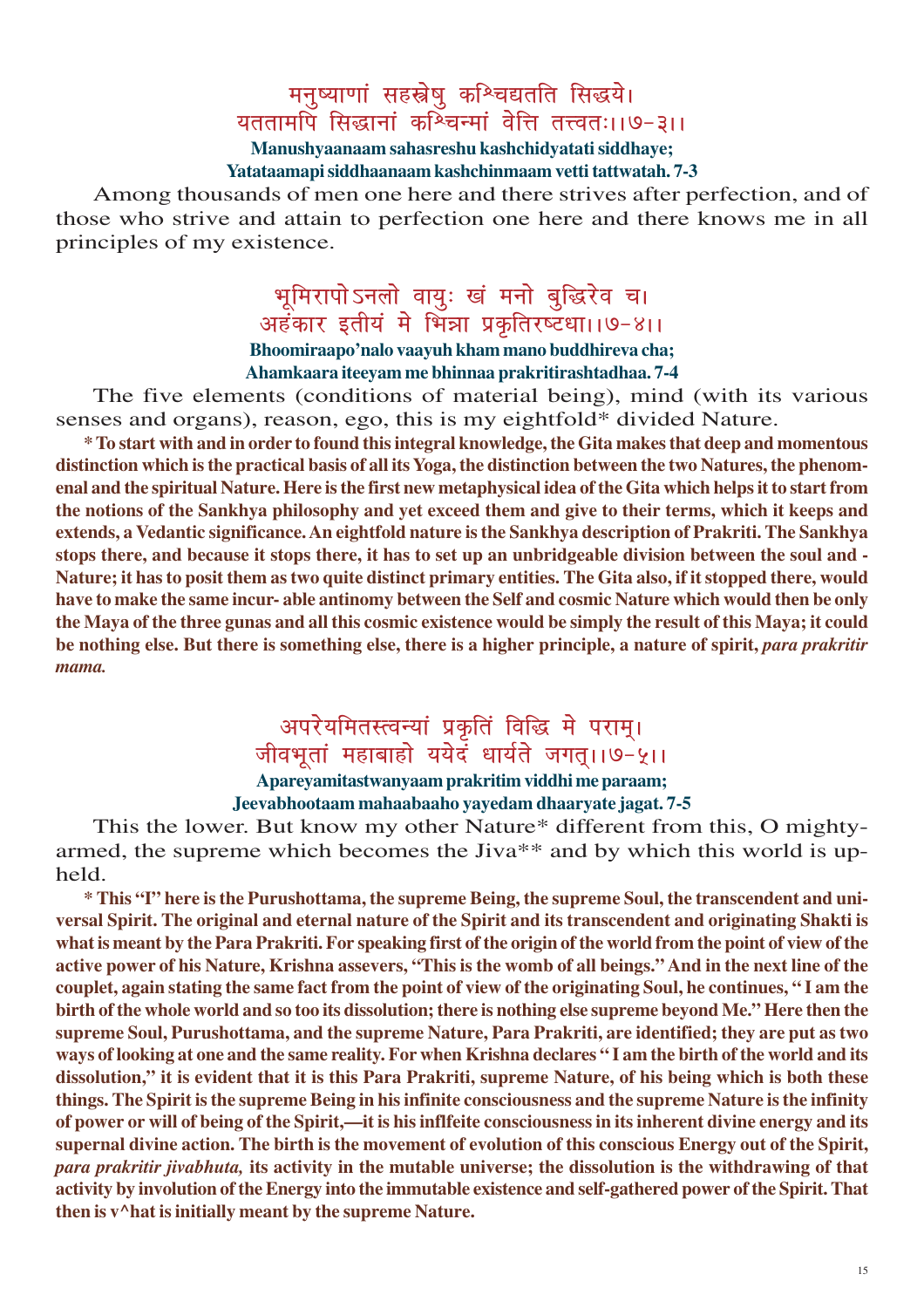मनुष्याणां सहस्रेषु कश्चिद्यतति सिद्धये।
यततामपि सिद्धानां कश्चिन्मां वेत्ति तत्त्वतः।।७-३।।

**Manushyaanaam sahasreshu kashchidyatati siddhaye;**
**Yatataamapi siddhaanaam kashchinmaam vetti tattwatah. 7-3**

Among thousands of men one here and there strives after perfection, and of those who strive and attain to perfection one here and there knows me in all principles of my existence.

भूमिरापोऽनलो वायुः खं मनो बुद्धिरेव च।
अहंकार इतीयं मे भिन्ना प्रकृतिरष्टधा।।७-४।।

**Bhoomiraapo'nalo vaayuh kham mano buddhireva cha;**
**Ahamkaara iteeyam me bhinnaa prakritirashtadhaa. 7-4**

The five elements (conditions of material being), mind (with its various senses and organs), reason, ego, this is my eightfold* divided Nature.

**\* To start with and in order to found this integral knowledge, the Gita makes that deep and momentous distinction which is the practical basis of all its Yoga, the distinction between the two Natures, the phenomenal and the spiritual Nature. Here is the first new metaphysical idea of the Gita which helps it to start from the notions of the Sankhya philosophy and yet exceed them and give to their terms, which it keeps and extends, a Vedantic significance. An eightfold nature is the Sankhya description of Prakriti. The Sankhya stops there, and because it stops there, it has to set up an unbridgeable division between the soul and - Nature; it has to posit them as two quite distinct primary entities. The Gita also, if it stopped there, would have to make the same incur- able antinomy between the Self and cosmic Nature which would then be only the Maya of the three gunas and all this cosmic existence would be simply the result of this Maya; it could be nothing else. But there is something else, there is a higher principle, a nature of spirit, *para prakritir mama.***

अपरेयमितस्त्वन्यां प्रकृतिं विद्धि मे पराम्।
जीवभूतां महाबाहो ययेदं धार्यते जगत्।।७-५।।

**Apareyamitastwanyaam prakritim viddhi me paraam;**
**Jeevabhootaam mahaabaaho yayedam dhaaryate jagat. 7-5**

This the lower. But know my other Nature* different from this, O mighty-armed, the supreme which becomes the Jiva** and by which this world is upheld.

**\* This "I" here is the Purushottama, the supreme Being, the supreme Soul, the transcendent and universal Spirit. The original and eternal nature of the Spirit and its transcendent and originating Shakti is what is meant by the Para Prakriti. For speaking first of the origin of the world from the point of view of the active power of his Nature, Krishna assevers, "This is the womb of all beings." And in the next line of the couplet, again stating the same fact from the point of view of the originating Soul, he continues, " I am the birth of the whole world and so too its dissolution; there is nothing else supreme beyond Me." Here then the supreme Soul, Purushottama, and the supreme Nature, Para Prakriti, are identified; they are put as two ways of looking at one and the same reality. For when Krishna declares " I am the birth of the world and its dissolution," it is evident that it is this Para Prakriti, supreme Nature, of his being which is both these things. The Spirit is the supreme Being in his infinite consciousness and the supreme Nature is the infinity of power or will of being of the Spirit,—it is his inflfeite consciousness in its inherent divine energy and its supernal divine action. The birth is the movement of evolution of this conscious Energy out of the Spirit, *para prakritir jivabhuta,* its activity in the mutable universe; the dissolution is the withdrawing of that activity by involution of the Energy into the immutable existence and self-gathered power of the Spirit. That then is v^hat is initially meant by the supreme Nature.**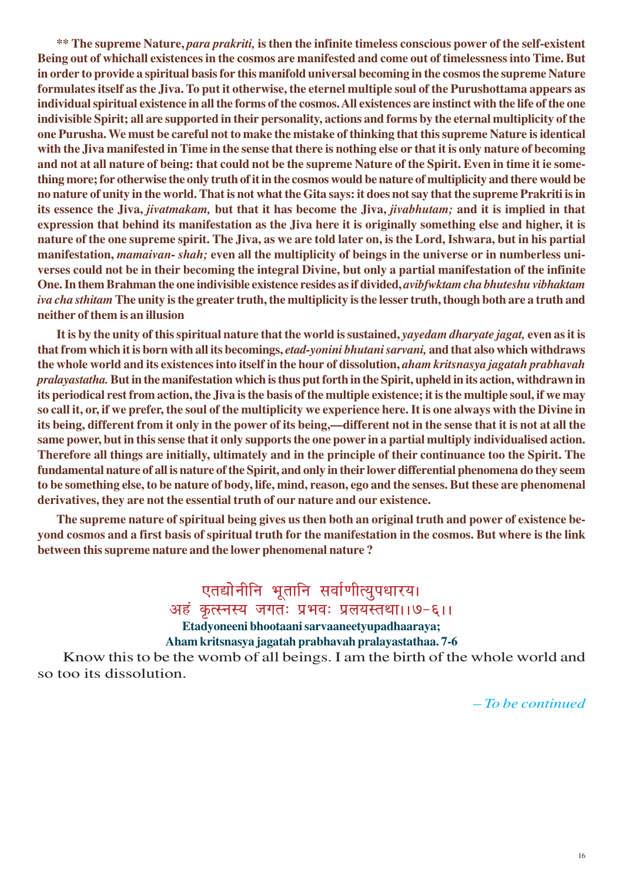**\*\* The supreme Nature, *para prakriti,* is then the infinite timeless conscious power of the self-existent Being out of whichall existences in the cosmos are manifested and come out of timelessness into Time. But in order to provide a spiritual basis for this manifold universal becoming in the cosmos the supreme Nature formulates itself as the Jiva. To put it otherwise, the eternel multiple soul of the Purushottama appears as individual spiritual existence in all the forms of the cosmos. All existences are instinct with the life of the one indivisible Spirit; all are supported in their personality, actions and forms by the eternal multiplicity of the one Purusha. We must be careful not to make the mistake of thinking that this supreme Nature is identical with the Jiva manifested in Time in the sense that there is nothing else or that it is only nature of becoming and not at all nature of being: that could not be the supreme Nature of the Spirit. Even in time it ie something more; for otherwise the only truth of it in the cosmos would be nature of multiplicity and there would be no nature of unity in the world. That is not what the Gita says: it does not say that the supreme Prakriti is in its essence the Jiva, *jivatmakam,* but that it has become the Jiva, *jivabhutam;* and it is implied in that expression that behind its manifestation as the Jiva here it is originally something else and higher, it is nature of the one supreme spirit. The Jiva, as we are told later on, is the Lord, Ishwara, but in his partial manifestation, *mamaivan- shah;* even all the multiplicity of beings in the universe or in numberless universes could not be in their becoming the integral Divine, but only a partial manifestation of the infinite One. In them Brahman the one indivisible existence resides as if divided, *avibfwktam cha bhuteshu vibhaktam iva cha sthitam* The unity is the greater truth, the multiplicity is the lesser truth, though both are a truth and neither of them is an illusion**

**It is by the unity of this spiritual nature that the world is sustained, *yayedam dharyate jagat,* even as it is that from which it is born with all its becomings, *etad-yonini bhutani sarvani,* and that also which withdraws the whole world and its existences into itself in the hour of dissolution, *aham kritsnasya jagatah prabhavah pralayastatha.* But in the manifestation which is thus put forth in the Spirit, upheld in its action, withdrawn in its periodical rest from action, the Jiva is the basis of the multiple existence; it is the multiple soul, if we may so call it, or, if we prefer, the soul of the multiplicity we experience here. It is one always with the Divine in its being, different from it only in the power of its being,—different not in the sense that it is not at all the same power, but in this sense that it only supports the one power in a partial multiply individualised action. Therefore all things are initially, ultimately and in the principle of their continuance too the Spirit. The fundamental nature of all is nature of the Spirit, and only in their lower differential phenomena do they seem to be something else, to be nature of body, life, mind, reason, ego and the senses. But these are phenomenal derivatives, they are not the essential truth of our nature and our existence.**

**The supreme nature of spiritual being gives us then both an original truth and power of existence beyond cosmos and a first basis of spiritual truth for the manifestation in the cosmos. But where is the link between this supreme nature and the lower phenomenal nature ?**

एतद्योनीनि भूतानि सर्वाणीत्युपधारय।
अहं कृत्स्नस्य जगतः प्रभवः प्रलयस्तथा।।७-६।।

**Etadyoneeni bhootaani sarvaaneetyupadhaaraya;**
**Aham kritsnasya jagatah prabhavah pralayastathaa. 7-6**

Know this to be the womb of all beings. I am the birth of the whole world and so too its dissolution.

*– To be continued*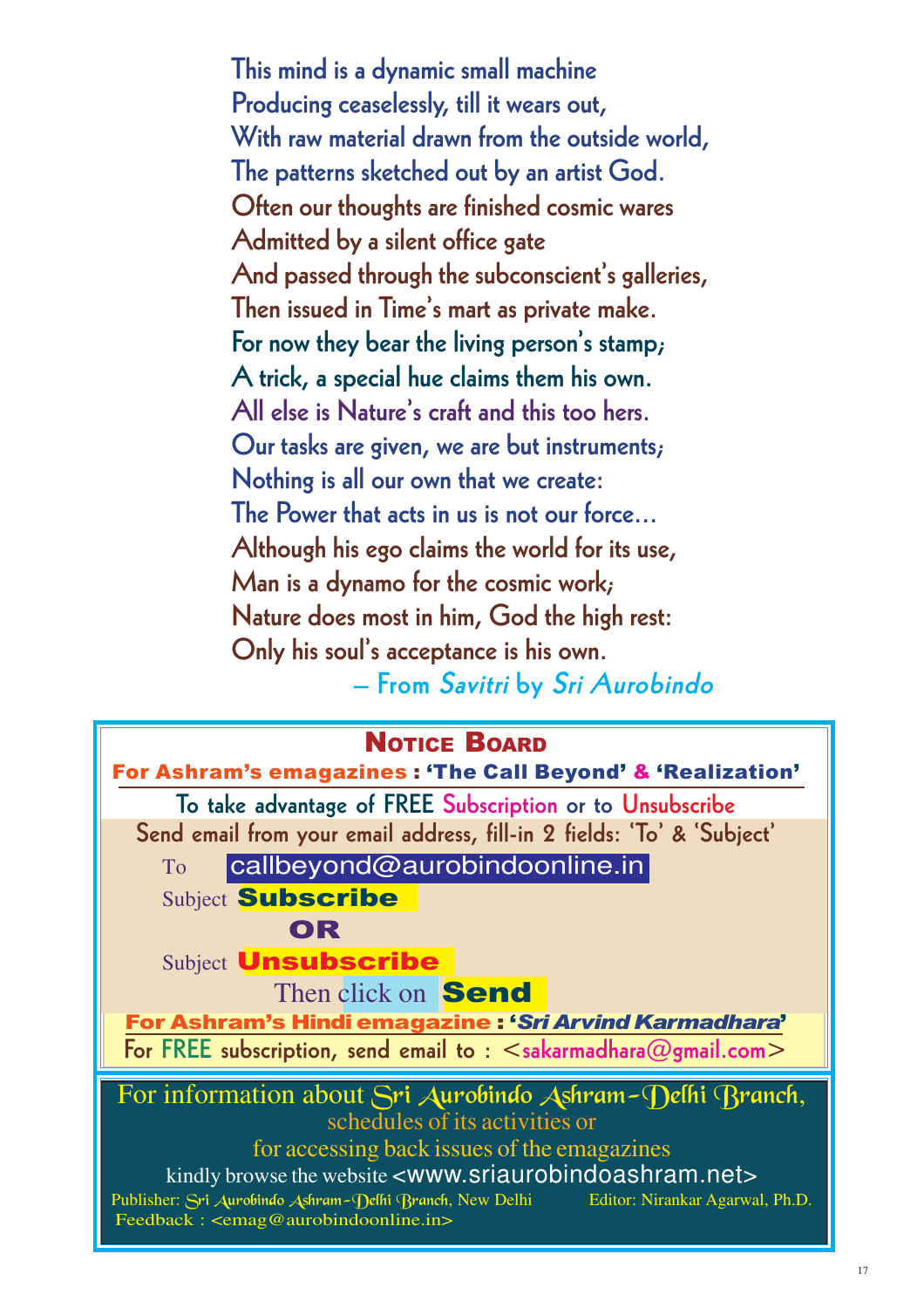This mind is a dynamic small machine
Producing ceaselessly, till it wears out,
With raw material drawn from the outside world,
The patterns sketched out by an artist God.
Often our thoughts are finished cosmic wares
Admitted by a silent office gate
And passed through the subconscient's galleries,
Then issued in Time's mart as private make.
For now they bear the living person's stamp;
A trick, a special hue claims them his own.
All else is Nature's craft and this too hers.
Our tasks are given, we are but instruments;
Nothing is all our own that we create:
The Power that acts in us is not our force...
Although his ego claims the world for its use,
Man is a dynamo for the cosmic work;
Nature does most in him, God the high rest:
Only his soul's acceptance is his own.

– From *Savitri* by *Sri Aurobindo*

## NOTICE BOARD

**For Ashram's emagazines : 'The Call Beyond' & 'Realization'**

To take advantage of FREE Subscription or to Unsubscribe

Send email from your email address, fill-in 2 fields: 'To' & 'Subject'

To callbeyond@aurobindoonline.in

Subject **Subscribe**

**OR**

Subject **Unsubscribe**

Then click on **Send**

**For Ashram's Hindi emagazine : '*Sri Arvind Karmadhara*'**

For FREE subscription, send email to : <sakarmadhara@gmail.com>

For information about Sri Aurobindo Ashram-Delhi Branch,
schedules of its activities or
for accessing back issues of the emagazines
kindly browse the website <www.sriaurobindoashram.net>

Publisher: Sri Aurobindo Ashram-Delhi Branch, New Delhi    Editor: Nirankar Agarwal, Ph.D.

Feedback : <emag@aurobindoonline.in>